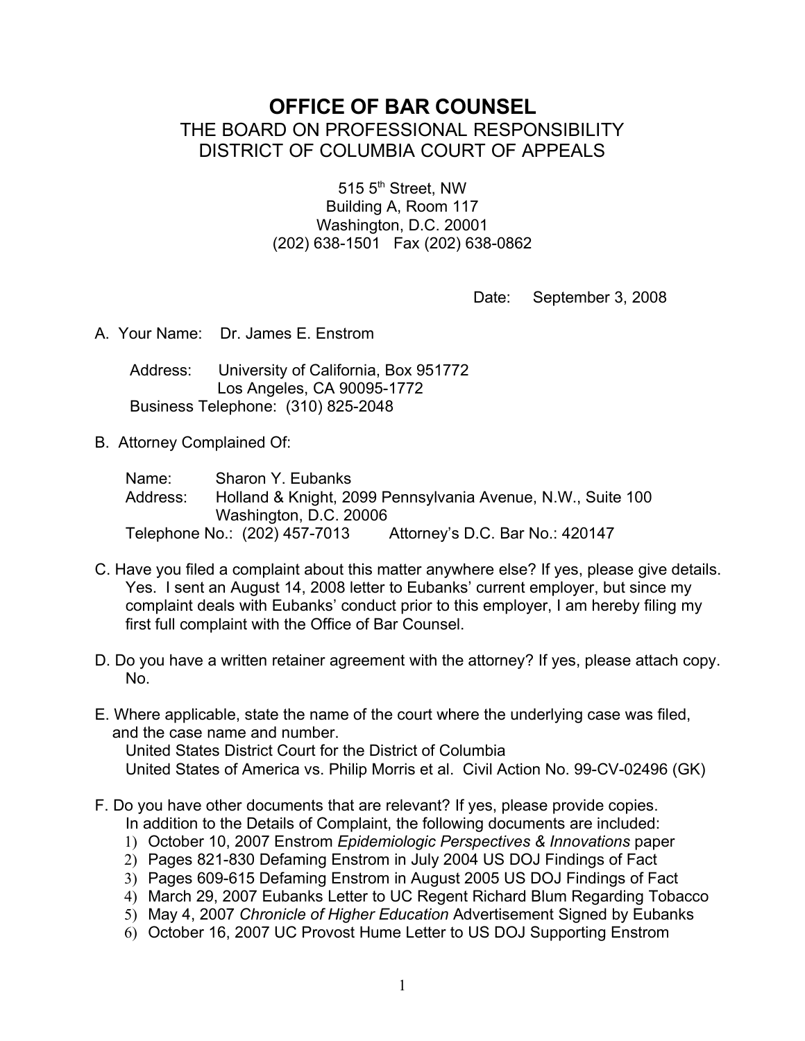# OFFICE OF BAR COUNSEL

## THE BOARD ON PROFESSIONAL RESPONSIBILITY
## DISTRICT OF COLUMBIA COURT OF APPEALS

515 5th Street, NW
Building A, Room 117
Washington, D.C. 20001
(202) 638-1501 Fax (202) 638-0862

Date: September 3, 2008

A. Your Name: Dr. James E. Enstrom

Address: University of California, Box 951772
Los Angeles, CA 90095-1772
Business Telephone: (310) 825-2048

B. Attorney Complained Of:

Name: Sharon Y. Eubanks
Address: Holland & Knight, 2099 Pennsylvania Avenue, N.W., Suite 100
Washington, D.C. 20006
Telephone No.: (202) 457-7013 Attorney's D.C. Bar No.: 420147

C. Have you filed a complaint about this matter anywhere else? If yes, please give details.
Yes. I sent an August 14, 2008 letter to Eubanks' current employer, but since my complaint deals with Eubanks' conduct prior to this employer, I am hereby filing my first full complaint with the Office of Bar Counsel.

D. Do you have a written retainer agreement with the attorney? If yes, please attach copy.
No.

E. Where applicable, state the name of the court where the underlying case was filed, and the case name and number.
United States District Court for the District of Columbia
United States of America vs. Philip Morris et al. Civil Action No. 99-CV-02496 (GK)

F. Do you have other documents that are relevant? If yes, please provide copies.
In addition to the Details of Complaint, the following documents are included:

1) October 10, 2007 Enstrom *Epidemiologic Perspectives & Innovations* paper
2) Pages 821-830 Defaming Enstrom in July 2004 US DOJ Findings of Fact
3) Pages 609-615 Defaming Enstrom in August 2005 US DOJ Findings of Fact
4) March 29, 2007 Eubanks Letter to UC Regent Richard Blum Regarding Tobacco
5) May 4, 2007 *Chronicle of Higher Education* Advertisement Signed by Eubanks
6) October 16, 2007 UC Provost Hume Letter to US DOJ Supporting Enstrom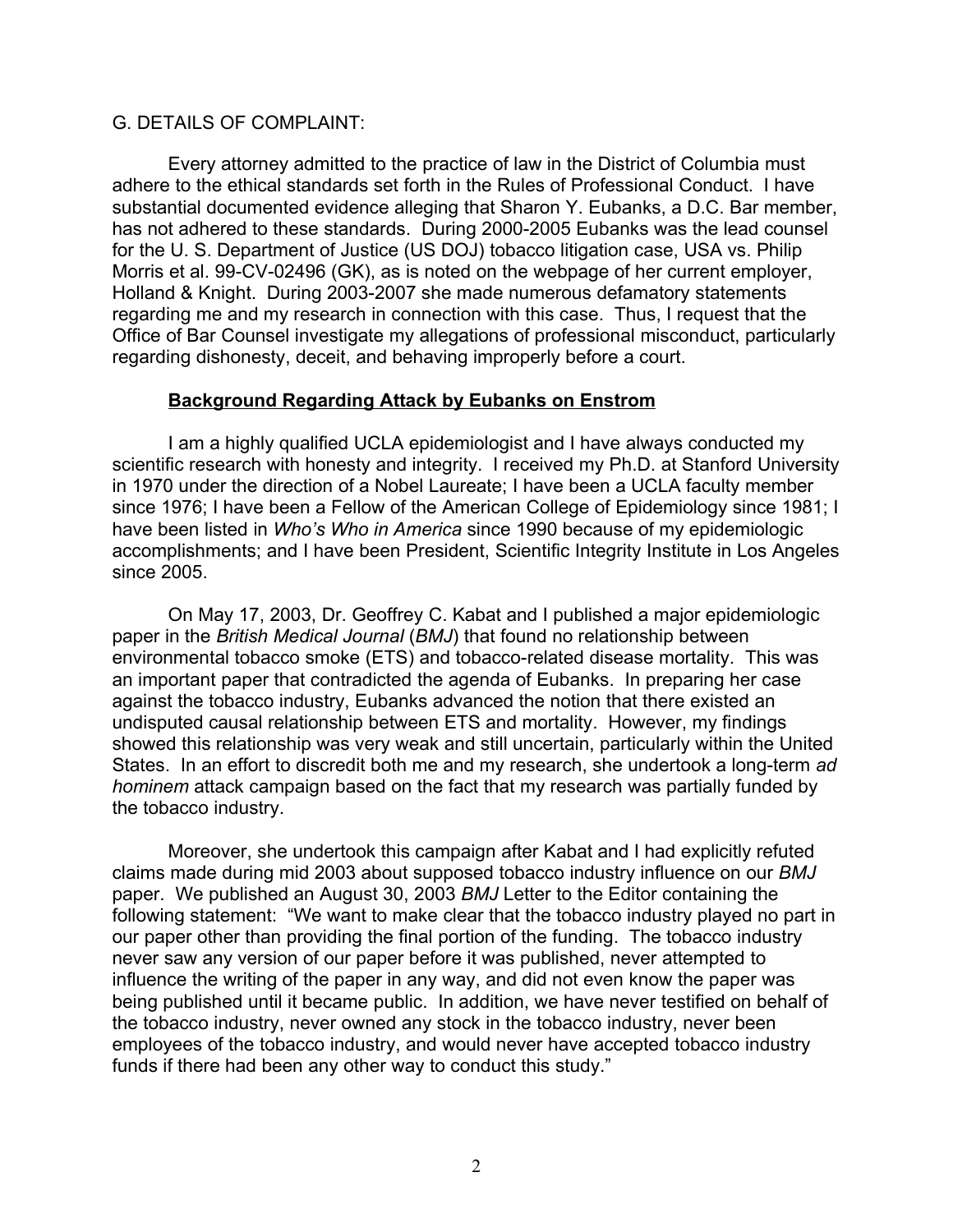G. DETAILS OF COMPLAINT:

Every attorney admitted to the practice of law in the District of Columbia must adhere to the ethical standards set forth in the Rules of Professional Conduct. I have substantial documented evidence alleging that Sharon Y. Eubanks, a D.C. Bar member, has not adhered to these standards. During 2000-2005 Eubanks was the lead counsel for the U. S. Department of Justice (US DOJ) tobacco litigation case, USA vs. Philip Morris et al. 99-CV-02496 (GK), as is noted on the webpage of her current employer, Holland & Knight. During 2003-2007 she made numerous defamatory statements regarding me and my research in connection with this case. Thus, I request that the Office of Bar Counsel investigate my allegations of professional misconduct, particularly regarding dishonesty, deceit, and behaving improperly before a court.

**<u>Background Regarding Attack by Eubanks on Enstrom</u>**

I am a highly qualified UCLA epidemiologist and I have always conducted my scientific research with honesty and integrity. I received my Ph.D. at Stanford University in 1970 under the direction of a Nobel Laureate; I have been a UCLA faculty member since 1976; I have been a Fellow of the American College of Epidemiology since 1981; I have been listed in *Who's Who in America* since 1990 because of my epidemiologic accomplishments; and I have been President, Scientific Integrity Institute in Los Angeles since 2005.

On May 17, 2003, Dr. Geoffrey C. Kabat and I published a major epidemiologic paper in the *British Medical Journal* (*BMJ*) that found no relationship between environmental tobacco smoke (ETS) and tobacco-related disease mortality. This was an important paper that contradicted the agenda of Eubanks. In preparing her case against the tobacco industry, Eubanks advanced the notion that there existed an undisputed causal relationship between ETS and mortality. However, my findings showed this relationship was very weak and still uncertain, particularly within the United States. In an effort to discredit both me and my research, she undertook a long-term *ad hominem* attack campaign based on the fact that my research was partially funded by the tobacco industry.

Moreover, she undertook this campaign after Kabat and I had explicitly refuted claims made during mid 2003 about supposed tobacco industry influence on our *BMJ* paper. We published an August 30, 2003 *BMJ* Letter to the Editor containing the following statement: "We want to make clear that the tobacco industry played no part in our paper other than providing the final portion of the funding. The tobacco industry never saw any version of our paper before it was published, never attempted to influence the writing of the paper in any way, and did not even know the paper was being published until it became public. In addition, we have never testified on behalf of the tobacco industry, never owned any stock in the tobacco industry, never been employees of the tobacco industry, and would never have accepted tobacco industry funds if there had been any other way to conduct this study."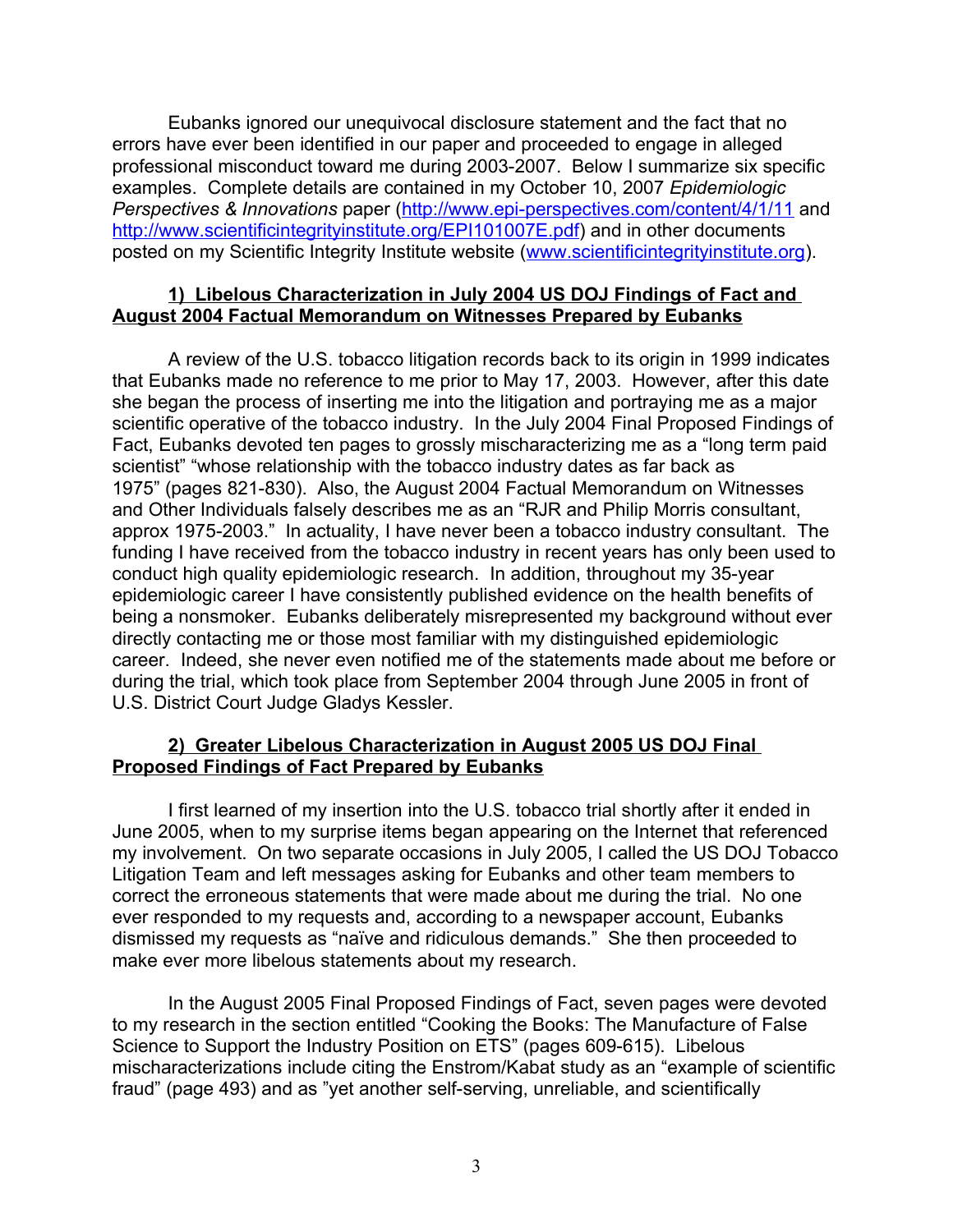Eubanks ignored our unequivocal disclosure statement and the fact that no errors have ever been identified in our paper and proceeded to engage in alleged professional misconduct toward me during 2003-2007. Below I summarize six specific examples. Complete details are contained in my October 10, 2007 *Epidemiologic Perspectives & Innovations* paper (http://www.epi-perspectives.com/content/4/1/11 and http://www.scientificintegrityinstitute.org/EPI101007E.pdf) and in other documents posted on my Scientific Integrity Institute website (www.scientificintegrityinstitute.org).

**1) Libelous Characterization in July 2004 US DOJ Findings of Fact and August 2004 Factual Memorandum on Witnesses Prepared by Eubanks**

A review of the U.S. tobacco litigation records back to its origin in 1999 indicates that Eubanks made no reference to me prior to May 17, 2003. However, after this date she began the process of inserting me into the litigation and portraying me as a major scientific operative of the tobacco industry. In the July 2004 Final Proposed Findings of Fact, Eubanks devoted ten pages to grossly mischaracterizing me as a "long term paid scientist" "whose relationship with the tobacco industry dates as far back as 1975" (pages 821-830). Also, the August 2004 Factual Memorandum on Witnesses and Other Individuals falsely describes me as an "RJR and Philip Morris consultant, approx 1975-2003." In actuality, I have never been a tobacco industry consultant. The funding I have received from the tobacco industry in recent years has only been used to conduct high quality epidemiologic research. In addition, throughout my 35-year epidemiologic career I have consistently published evidence on the health benefits of being a nonsmoker. Eubanks deliberately misrepresented my background without ever directly contacting me or those most familiar with my distinguished epidemiologic career. Indeed, she never even notified me of the statements made about me before or during the trial, which took place from September 2004 through June 2005 in front of U.S. District Court Judge Gladys Kessler.

**2) Greater Libelous Characterization in August 2005 US DOJ Final Proposed Findings of Fact Prepared by Eubanks**

I first learned of my insertion into the U.S. tobacco trial shortly after it ended in June 2005, when to my surprise items began appearing on the Internet that referenced my involvement. On two separate occasions in July 2005, I called the US DOJ Tobacco Litigation Team and left messages asking for Eubanks and other team members to correct the erroneous statements that were made about me during the trial. No one ever responded to my requests and, according to a newspaper account, Eubanks dismissed my requests as "naïve and ridiculous demands." She then proceeded to make ever more libelous statements about my research.

In the August 2005 Final Proposed Findings of Fact, seven pages were devoted to my research in the section entitled "Cooking the Books: The Manufacture of False Science to Support the Industry Position on ETS" (pages 609-615). Libelous mischaracterizations include citing the Enstrom/Kabat study as an "example of scientific fraud" (page 493) and as "yet another self-serving, unreliable, and scientifically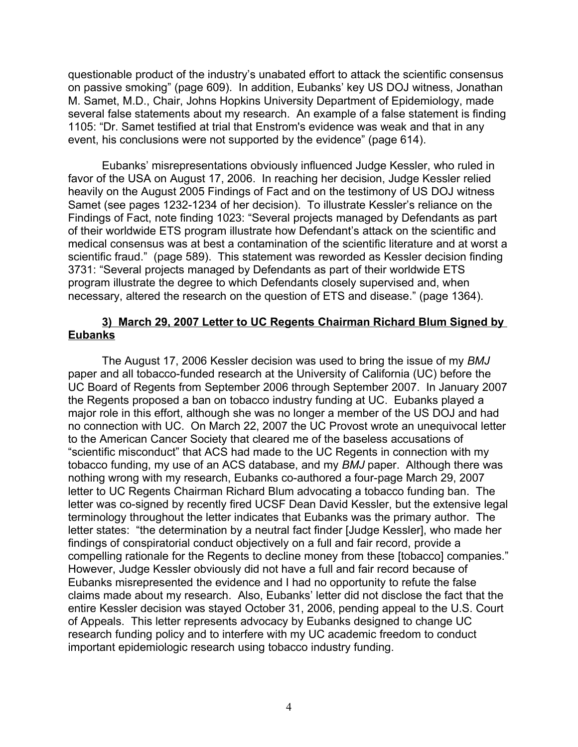questionable product of the industry's unabated effort to attack the scientific consensus on passive smoking" (page 609). In addition, Eubanks' key US DOJ witness, Jonathan M. Samet, M.D., Chair, Johns Hopkins University Department of Epidemiology, made several false statements about my research. An example of a false statement is finding 1105: "Dr. Samet testified at trial that Enstrom's evidence was weak and that in any event, his conclusions were not supported by the evidence" (page 614).

Eubanks' misrepresentations obviously influenced Judge Kessler, who ruled in favor of the USA on August 17, 2006. In reaching her decision, Judge Kessler relied heavily on the August 2005 Findings of Fact and on the testimony of US DOJ witness Samet (see pages 1232-1234 of her decision). To illustrate Kessler's reliance on the Findings of Fact, note finding 1023: "Several projects managed by Defendants as part of their worldwide ETS program illustrate how Defendant's attack on the scientific and medical consensus was at best a contamination of the scientific literature and at worst a scientific fraud." (page 589). This statement was reworded as Kessler decision finding 3731: "Several projects managed by Defendants as part of their worldwide ETS program illustrate the degree to which Defendants closely supervised and, when necessary, altered the research on the question of ETS and disease." (page 1364).

### <u>3) March 29, 2007 Letter to UC Regents Chairman Richard Blum Signed by Eubanks</u>

The August 17, 2006 Kessler decision was used to bring the issue of my *BMJ* paper and all tobacco-funded research at the University of California (UC) before the UC Board of Regents from September 2006 through September 2007. In January 2007 the Regents proposed a ban on tobacco industry funding at UC. Eubanks played a major role in this effort, although she was no longer a member of the US DOJ and had no connection with UC. On March 22, 2007 the UC Provost wrote an unequivocal letter to the American Cancer Society that cleared me of the baseless accusations of "scientific misconduct" that ACS had made to the UC Regents in connection with my tobacco funding, my use of an ACS database, and my *BMJ* paper. Although there was nothing wrong with my research, Eubanks co-authored a four-page March 29, 2007 letter to UC Regents Chairman Richard Blum advocating a tobacco funding ban. The letter was co-signed by recently fired UCSF Dean David Kessler, but the extensive legal terminology throughout the letter indicates that Eubanks was the primary author. The letter states: "the determination by a neutral fact finder [Judge Kessler], who made her findings of conspiratorial conduct objectively on a full and fair record, provide a compelling rationale for the Regents to decline money from these [tobacco] companies." However, Judge Kessler obviously did not have a full and fair record because of Eubanks misrepresented the evidence and I had no opportunity to refute the false claims made about my research. Also, Eubanks' letter did not disclose the fact that the entire Kessler decision was stayed October 31, 2006, pending appeal to the U.S. Court of Appeals. This letter represents advocacy by Eubanks designed to change UC research funding policy and to interfere with my UC academic freedom to conduct important epidemiologic research using tobacco industry funding.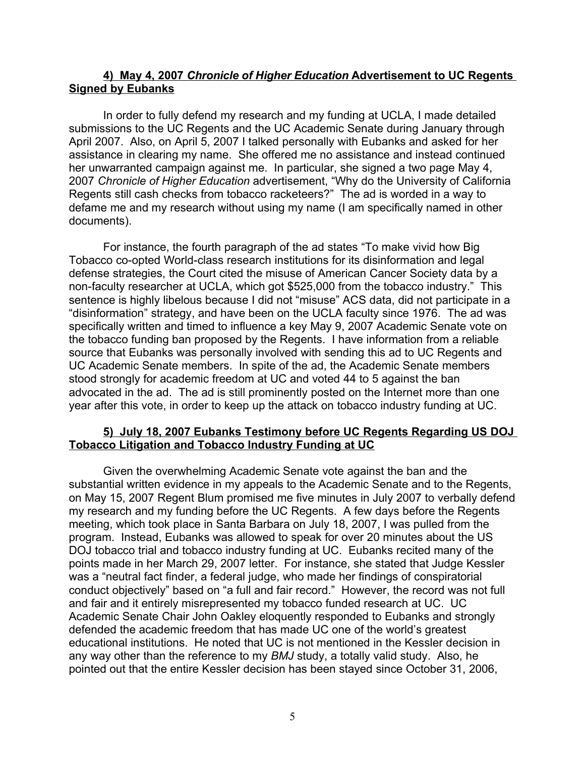### **4) May 4, 2007 *Chronicle of Higher Education* Advertisement to UC Regents Signed by Eubanks**

In order to fully defend my research and my funding at UCLA, I made detailed submissions to the UC Regents and the UC Academic Senate during January through April 2007. Also, on April 5, 2007 I talked personally with Eubanks and asked for her assistance in clearing my name. She offered me no assistance and instead continued her unwarranted campaign against me. In particular, she signed a two page May 4, 2007 *Chronicle of Higher Education* advertisement, "Why do the University of California Regents still cash checks from tobacco racketeers?" The ad is worded in a way to defame me and my research without using my name (I am specifically named in other documents).

For instance, the fourth paragraph of the ad states "To make vivid how Big Tobacco co-opted World-class research institutions for its disinformation and legal defense strategies, the Court cited the misuse of American Cancer Society data by a non-faculty researcher at UCLA, which got $525,000 from the tobacco industry." This sentence is highly libelous because I did not "misuse" ACS data, did not participate in a "disinformation" strategy, and have been on the UCLA faculty since 1976. The ad was specifically written and timed to influence a key May 9, 2007 Academic Senate vote on the tobacco funding ban proposed by the Regents. I have information from a reliable source that Eubanks was personally involved with sending this ad to UC Regents and UC Academic Senate members. In spite of the ad, the Academic Senate members stood strongly for academic freedom at UC and voted 44 to 5 against the ban advocated in the ad. The ad is still prominently posted on the Internet more than one year after this vote, in order to keep up the attack on tobacco industry funding at UC.

### **5) July 18, 2007 Eubanks Testimony before UC Regents Regarding US DOJ Tobacco Litigation and Tobacco Industry Funding at UC**

Given the overwhelming Academic Senate vote against the ban and the substantial written evidence in my appeals to the Academic Senate and to the Regents, on May 15, 2007 Regent Blum promised me five minutes in July 2007 to verbally defend my research and my funding before the UC Regents. A few days before the Regents meeting, which took place in Santa Barbara on July 18, 2007, I was pulled from the program. Instead, Eubanks was allowed to speak for over 20 minutes about the US DOJ tobacco trial and tobacco industry funding at UC. Eubanks recited many of the points made in her March 29, 2007 letter. For instance, she stated that Judge Kessler was a "neutral fact finder, a federal judge, who made her findings of conspiratorial conduct objectively" based on "a full and fair record." However, the record was not full and fair and it entirely misrepresented my tobacco funded research at UC. UC Academic Senate Chair John Oakley eloquently responded to Eubanks and strongly defended the academic freedom that has made UC one of the world's greatest educational institutions. He noted that UC is not mentioned in the Kessler decision in any way other than the reference to my *BMJ* study, a totally valid study. Also, he pointed out that the entire Kessler decision has been stayed since October 31, 2006,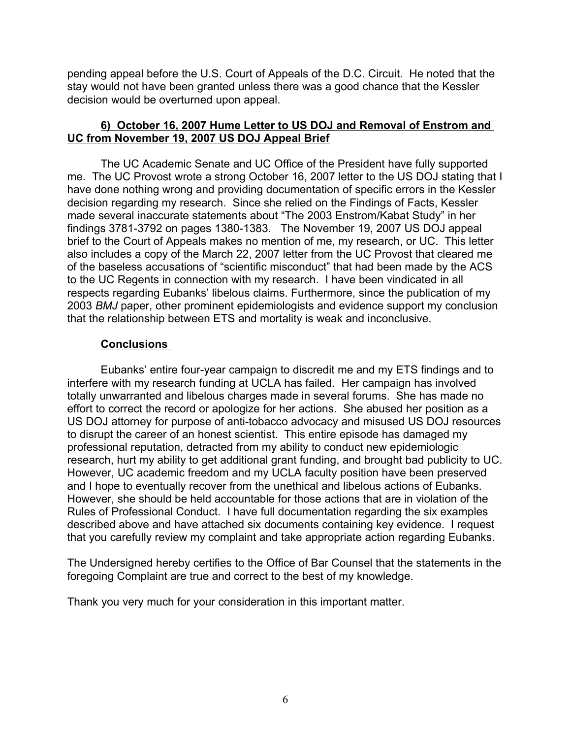pending appeal before the U.S. Court of Appeals of the D.C. Circuit. He noted that the stay would not have been granted unless there was a good chance that the Kessler decision would be overturned upon appeal.

**6) October 16, 2007 Hume Letter to US DOJ and Removal of Enstrom and UC from November 19, 2007 US DOJ Appeal Brief**

The UC Academic Senate and UC Office of the President have fully supported me. The UC Provost wrote a strong October 16, 2007 letter to the US DOJ stating that I have done nothing wrong and providing documentation of specific errors in the Kessler decision regarding my research. Since she relied on the Findings of Facts, Kessler made several inaccurate statements about "The 2003 Enstrom/Kabat Study" in her findings 3781-3792 on pages 1380-1383. The November 19, 2007 US DOJ appeal brief to the Court of Appeals makes no mention of me, my research, or UC. This letter also includes a copy of the March 22, 2007 letter from the UC Provost that cleared me of the baseless accusations of "scientific misconduct" that had been made by the ACS to the UC Regents in connection with my research. I have been vindicated in all respects regarding Eubanks' libelous claims. Furthermore, since the publication of my 2003 *BMJ* paper, other prominent epidemiologists and evidence support my conclusion that the relationship between ETS and mortality is weak and inconclusive.

**Conclusions**

Eubanks' entire four-year campaign to discredit me and my ETS findings and to interfere with my research funding at UCLA has failed. Her campaign has involved totally unwarranted and libelous charges made in several forums. She has made no effort to correct the record or apologize for her actions. She abused her position as a US DOJ attorney for purpose of anti-tobacco advocacy and misused US DOJ resources to disrupt the career of an honest scientist. This entire episode has damaged my professional reputation, detracted from my ability to conduct new epidemiologic research, hurt my ability to get additional grant funding, and brought bad publicity to UC. However, UC academic freedom and my UCLA faculty position have been preserved and I hope to eventually recover from the unethical and libelous actions of Eubanks. However, she should be held accountable for those actions that are in violation of the Rules of Professional Conduct. I have full documentation regarding the six examples described above and have attached six documents containing key evidence. I request that you carefully review my complaint and take appropriate action regarding Eubanks.

The Undersigned hereby certifies to the Office of Bar Counsel that the statements in the foregoing Complaint are true and correct to the best of my knowledge.

Thank you very much for your consideration in this important matter.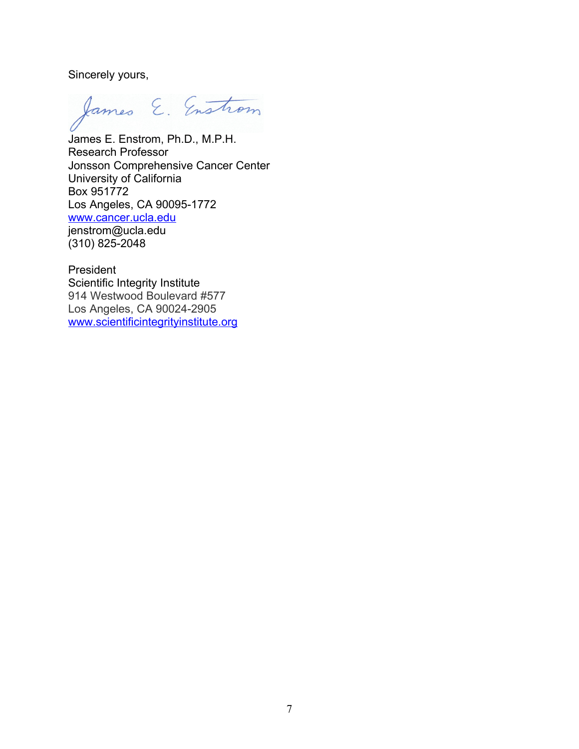Sincerely yours,

James E. Enstrom

James E. Enstrom, Ph.D., M.P.H.
Research Professor
Jonsson Comprehensive Cancer Center
University of California
Box 951772
Los Angeles, CA 90095-1772
www.cancer.ucla.edu
jenstrom@ucla.edu
(310) 825-2048

President
Scientific Integrity Institute
914 Westwood Boulevard #577
Los Angeles, CA 90024-2905
www.scientificintegrityinstitute.org